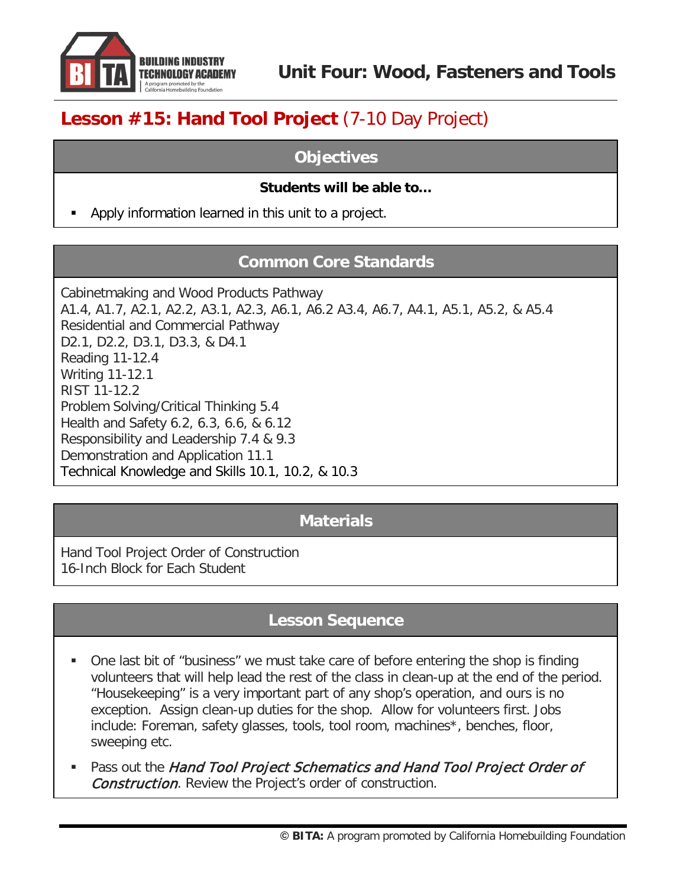# Unit Four: Wood, Fasteners and Tools

## Lesson #15: Hand Tool Project (7-10 Day Project)

### Objectives

**Students will be able to…**

- Apply information learned in this unit to a project.

### Common Core Standards

Cabinetmaking and Wood Products Pathway
A1.4, A1.7, A2.1, A2.2, A3.1, A2.3, A6.1, A6.2 A3.4, A6.7, A4.1, A5.1, A5.2, & A5.4
Residential and Commercial Pathway
D2.1, D2.2, D3.1, D3.3, & D4.1
Reading 11-12.4
Writing 11-12.1
RIST 11-12.2
Problem Solving/Critical Thinking 5.4
Health and Safety 6.2, 6.3, 6.6, & 6.12
Responsibility and Leadership 7.4 & 9.3
Demonstration and Application 11.1
Technical Knowledge and Skills 10.1, 10.2, & 10.3

### Materials

Hand Tool Project Order of Construction
16-Inch Block for Each Student

### Lesson Sequence

- One last bit of "business" we must take care of before entering the shop is finding volunteers that will help lead the rest of the class in clean-up at the end of the period. "Housekeeping" is a very important part of any shop's operation, and ours is no exception. Assign clean-up duties for the shop. Allow for volunteers first. Jobs include: Foreman, safety glasses, tools, tool room, machines*, benches, floor, sweeping etc.
- Pass out the *Hand Tool Project Schematics and Hand Tool Project Order of Construction*. Review the Project's order of construction.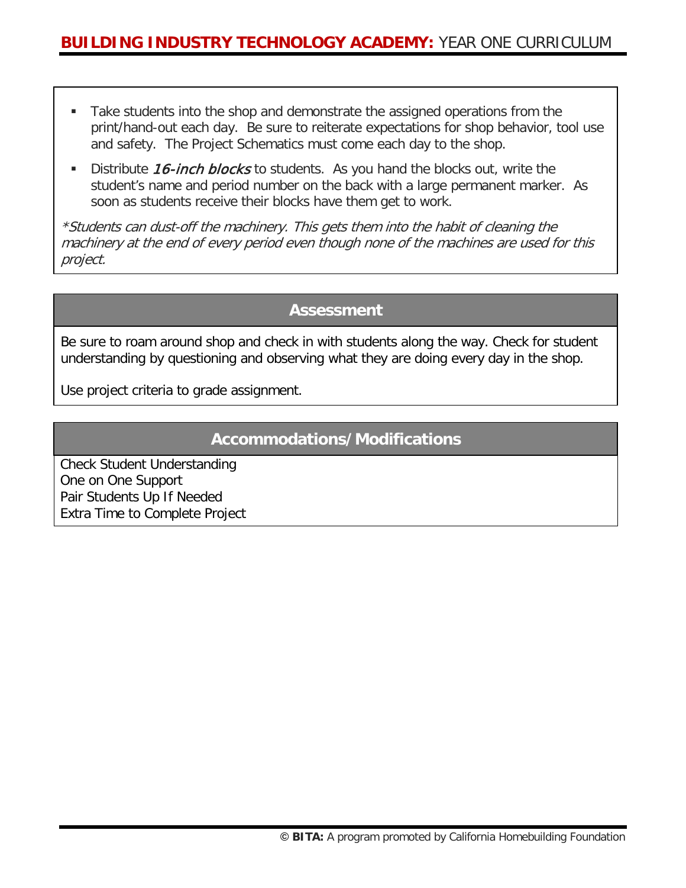- Take students into the shop and demonstrate the assigned operations from the print/hand-out each day. Be sure to reiterate expectations for shop behavior, tool use and safety. The Project Schematics must come each day to the shop.
- Distribute *16-inch blocks* to students. As you hand the blocks out, write the student's name and period number on the back with a large permanent marker. As soon as students receive their blocks have them get to work.

*\*Students can dust-off the machinery. This gets them into the habit of cleaning the machinery at the end of every period even though none of the machines are used for this project.*

## Assessment

Be sure to roam around shop and check in with students along the way. Check for student understanding by questioning and observing what they are doing every day in the shop.

Use project criteria to grade assignment.

## Accommodations/Modifications

Check Student Understanding
One on One Support
Pair Students Up If Needed
Extra Time to Complete Project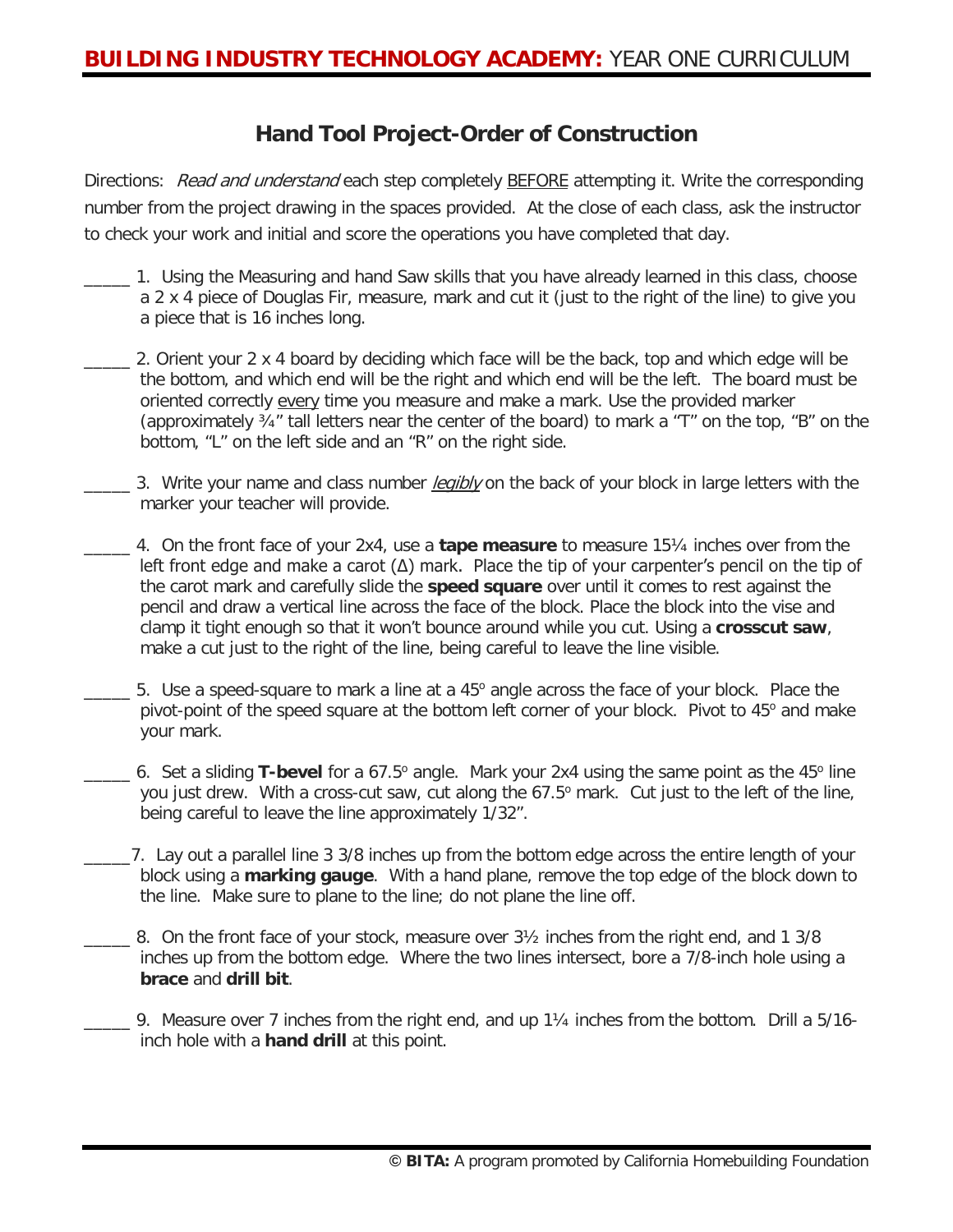## Hand Tool Project-Order of Construction

Directions: *Read and understand* each step completely BEFORE attempting it. Write the corresponding number from the project drawing in the spaces provided. At the close of each class, ask the instructor to check your work and initial and score the operations you have completed that day.

_____ 1. Using the Measuring and hand Saw skills that you have already learned in this class, choose a 2 x 4 piece of Douglas Fir, measure, mark and cut it (just to the right of the line) to give you a piece that is 16 inches long.

_____ 2. Orient your 2 x 4 board by deciding which face will be the back, top and which edge will be the bottom, and which end will be the right and which end will be the left. The board must be oriented correctly every time you measure and make a mark. Use the provided marker (approximately ¾" tall letters near the center of the board) to mark a "T" on the top, "B" on the bottom, "L" on the left side and an "R" on the right side.

_____ 3. Write your name and class number *legibly* on the back of your block in large letters with the marker your teacher will provide.

_____ 4. On the front face of your 2x4, use a **tape measure** to measure 15¼ inches over from the left front edge and make a carot (Δ) mark. Place the tip of your carpenter's pencil on the tip of the carot mark and carefully slide the **speed square** over until it comes to rest against the pencil and draw a vertical line across the face of the block. Place the block into the vise and clamp it tight enough so that it won't bounce around while you cut. Using a **crosscut saw**, make a cut just to the right of the line, being careful to leave the line visible.

_____ 5. Use a speed-square to mark a line at a 45° angle across the face of your block. Place the pivot-point of the speed square at the bottom left corner of your block. Pivot to 45° and make your mark.

_____ 6. Set a sliding **T-bevel** for a 67.5° angle. Mark your 2x4 using the same point as the 45° line you just drew. With a cross-cut saw, cut along the 67.5° mark. Cut just to the left of the line, being careful to leave the line approximately 1/32".

_____7. Lay out a parallel line 3 3/8 inches up from the bottom edge across the entire length of your block using a **marking gauge**. With a hand plane, remove the top edge of the block down to the line. Make sure to plane to the line; do not plane the line off.

_____ 8. On the front face of your stock, measure over 3½ inches from the right end, and 1 3/8 inches up from the bottom edge. Where the two lines intersect, bore a 7/8-inch hole using a **brace** and **drill bit**.

_____ 9. Measure over 7 inches from the right end, and up 1¼ inches from the bottom. Drill a 5/16-inch hole with a **hand drill** at this point.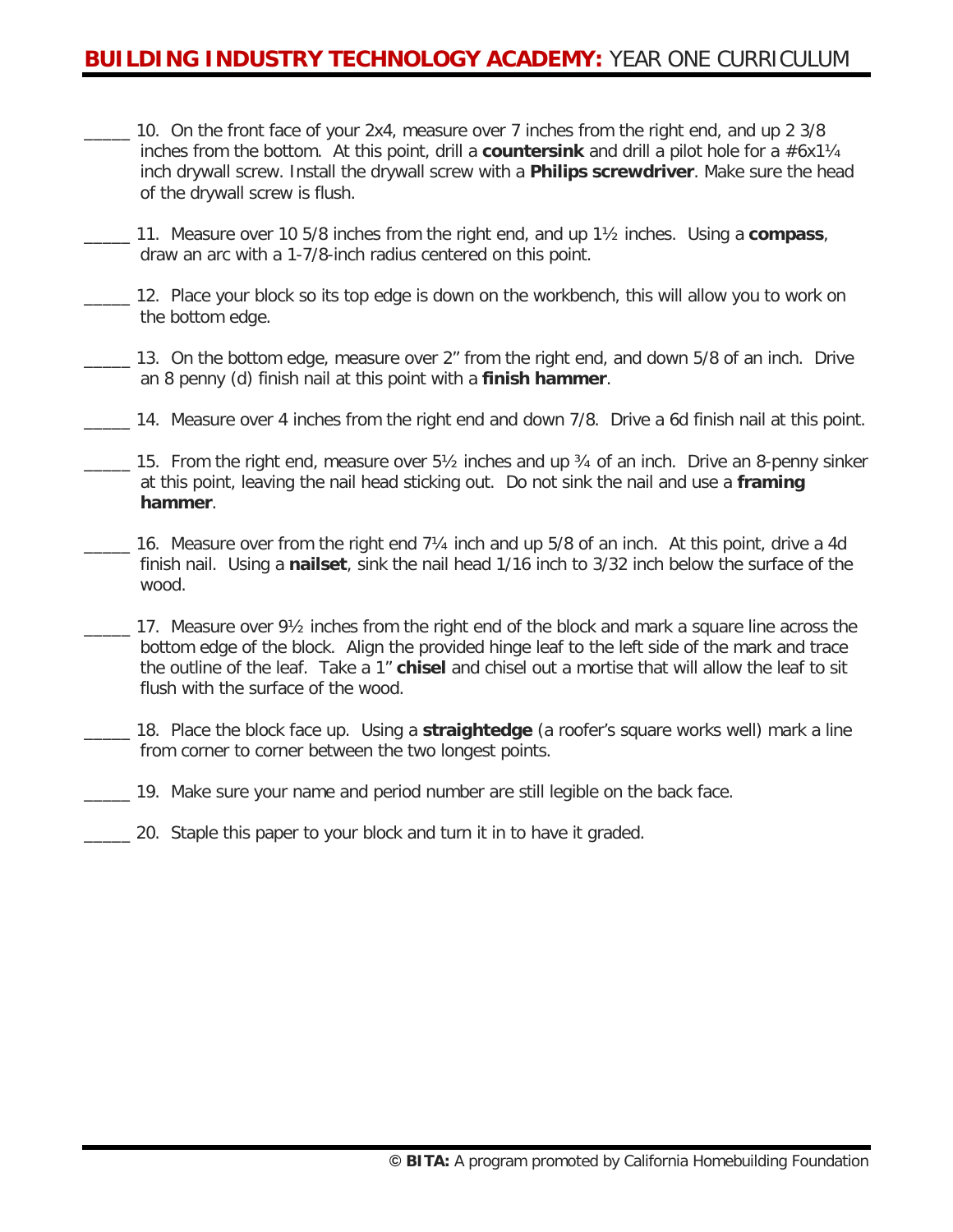_____ 10. On the front face of your 2x4, measure over 7 inches from the right end, and up 2 3/8 inches from the bottom. At this point, drill a **countersink** and drill a pilot hole for a #6x1¼ inch drywall screw. Install the drywall screw with a **Philips screwdriver**. Make sure the head of the drywall screw is flush.

_____ 11. Measure over 10 5/8 inches from the right end, and up 1½ inches. Using a **compass**, draw an arc with a 1-7/8-inch radius centered on this point.

_____ 12. Place your block so its top edge is down on the workbench, this will allow you to work on the bottom edge.

_____ 13. On the bottom edge, measure over 2" from the right end, and down 5/8 of an inch. Drive an 8 penny (d) finish nail at this point with a **finish hammer**.

_____ 14. Measure over 4 inches from the right end and down 7/8. Drive a 6d finish nail at this point.

_____ 15. From the right end, measure over 5½ inches and up ¾ of an inch. Drive an 8-penny sinker at this point, leaving the nail head sticking out. Do not sink the nail and use a **framing hammer**.

_____ 16. Measure over from the right end 7¼ inch and up 5/8 of an inch. At this point, drive a 4d finish nail. Using a **nailset**, sink the nail head 1/16 inch to 3/32 inch below the surface of the wood.

_____ 17. Measure over 9½ inches from the right end of the block and mark a square line across the bottom edge of the block. Align the provided hinge leaf to the left side of the mark and trace the outline of the leaf. Take a 1" **chisel** and chisel out a mortise that will allow the leaf to sit flush with the surface of the wood.

_____ 18. Place the block face up. Using a **straightedge** (a roofer's square works well) mark a line from corner to corner between the two longest points.

_____ 19. Make sure your name and period number are still legible on the back face.

_____ 20. Staple this paper to your block and turn it in to have it graded.